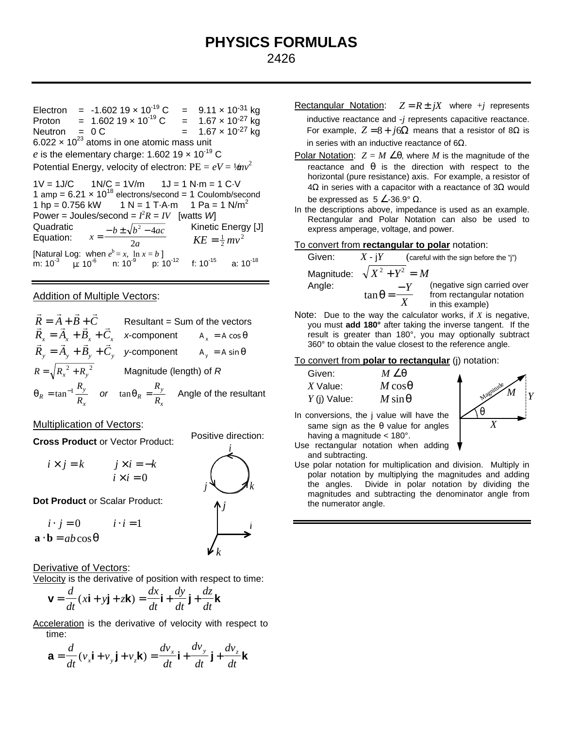# PHYSICS FORMULAS

2426

Electron = -1.602 19 × $10^{-19}$ C = 9.11 × $10^{-31}$ kg
Proton = 1.602 19 × $10^{-19}$ C = 1.67 × $10^{-27}$ kg
Neutron = 0 C = 1.67 × $10^{-27}$ kg
6.022 × $10^{23}$ atoms in one atomic mass unit
$e$ is the elementary charge: 1.602 19 × $10^{-19}$ C
Potential Energy, velocity of electron: $PE = eV = ½mv^2$

1V = 1J/C 1N/C = 1V/m 1J = 1 N·m = 1 C·V
1 amp = 6.21 × $10^{18}$ electrons/second = 1 Coulomb/second
1 hp = 0.756 kW 1 N = 1 T·A·m 1 Pa = 1 N/$m^2$
Power = Joules/second = $I^2R = IV$ [watts $W$]

Quadratic Equation: $x = \dfrac{-b \pm \sqrt{b^2 - 4ac}}{2a}$ Kinetic Energy [J] $KE = \frac{1}{2}mv^2$

[Natural Log: when $e^b = x$, $\ln x = b$ ]
m: $10^{-3}$ µ: $10^{-6}$ n: $10^{-9}$ p: $10^{-12}$ f: $10^{-15}$ a: $10^{-18}$

## Addition of Multiple Vectors:

$\vec{R} = \vec{A} + \vec{B} + \vec{C}$ Resultant = Sum of the vectors

$\vec{R}_x = \vec{A}_x + \vec{B}_x + \vec{C}_x$ $x$-component $A_x = A\cos\theta$

$\vec{R}_y = \vec{A}_y + \vec{B}_y + \vec{C}_y$ $y$-component $A_y = A\sin\theta$

$R = \sqrt{R_x^{\,2} + R_y^{\,2}}$ Magnitude (length) of $R$

$\theta_R = \tan^{-1}\dfrac{R_y}{R_x}$ *or* $\tan\theta_R = \dfrac{R_y}{R_x}$ Angle of the resultant

## Multiplication of Vectors:

**Cross Product** or Vector Product:

Positive direction: $i \to k \to j \to i$

$i \times j = k$ $j \times i = -k$
$i \times i = 0$

**Dot Product** or Scalar Product:

$i \cdot j = 0$ $i \cdot i = 1$
$\mathbf{a} \cdot \mathbf{b} = ab\cos\theta$

## Derivative of Vectors:

Velocity is the derivative of position with respect to time:

$$\mathbf{v} = \frac{d}{dt}(x\mathbf{i} + y\mathbf{j} + z\mathbf{k}) = \frac{dx}{dt}\mathbf{i} + \frac{dy}{dt}\mathbf{j} + \frac{dz}{dt}\mathbf{k}$$

Acceleration is the derivative of velocity with respect to time:

$$\mathbf{a} = \frac{d}{dt}(v_x\mathbf{i} + v_y\mathbf{j} + v_z\mathbf{k}) = \frac{dv_x}{dt}\mathbf{i} + \frac{dv_y}{dt}\mathbf{j} + \frac{dv_z}{dt}\mathbf{k}$$

Rectangular Notation: $Z = R \pm jX$ where $+j$ represents inductive reactance and $-j$ represents capacitive reactance. For example, $Z = 8 + j6\Omega$ means that a resistor of 8Ω is in series with an inductive reactance of 6Ω.

Polar Notation: $Z = M \angle\theta$, where $M$ is the magnitude of the reactance and θ is the direction with respect to the horizontal (pure resistance) axis. For example, a resistor of 4Ω in series with a capacitor with a reactance of 3Ω would be expressed as $5 \angle\text{-}36.9°$ Ω.

In the descriptions above, impedance is used as an example. Rectangular and Polar Notation can also be used to express amperage, voltage, and power.

To convert from **rectangular to polar** notation:

Given: $X$ - j$Y$ (careful with the sign before the "j")

Magnitude: $\sqrt{X^2 + Y^2} = M$

Angle: $\tan\theta = \dfrac{-Y}{X}$ (negative sign carried over from rectangular notation in this example)

Note: Due to the way the calculator works, if $X$ is negative, you must **add 180°** after taking the inverse tangent. If the result is greater than 180°, you may optionally subtract 360° to obtain the value closest to the reference angle.

To convert from **polar to rectangular** (j) notation:

Given: $M \angle\theta$
$X$ Value: $M\cos\theta$
$Y$ (j) Value: $M\sin\theta$

In conversions, the j value will have the same sign as the θ value for angles having a magnitude < 180°.

Use rectangular notation when adding and subtracting.

Use polar notation for multiplication and division. Multiply in polar notation by multiplying the magnitudes and adding the angles. Divide in polar notation by dividing the magnitudes and subtracting the denominator angle from the numerator angle.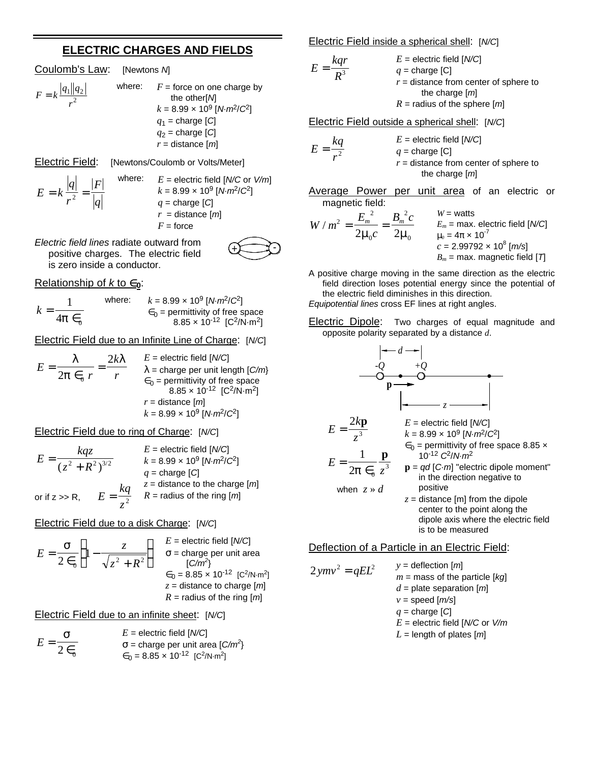## ELECTRIC CHARGES AND FIELDS

Coulomb's Law: [Newtons *N*]

$$F = k\frac{|q_1||q_2|}{r^2}$$

where:
- $F$ = force on one charge by the other[*N*]
- $k$ = 8.99 × $10^9$ [$N{\cdot}m^2/C^2$]
- $q_1$ = charge [*C*]
- $q_2$ = charge [*C*]
- $r$ = distance [*m*]

Electric Field: [Newtons/Coulomb or Volts/Meter]

$$E = k\frac{|q|}{r^2} = \frac{|F|}{|q|}$$

where:
- $E$ = electric field [*N/C* or *V/m*]
- $k$ = 8.99 × $10^9$ [$N{\cdot}m^2/C^2$]
- $q$ = charge [*C*]
- $r$ = distance [*m*]
- $F$ = force

*Electric field lines* radiate outward from positive charges. The electric field is zero inside a conductor.

Relationship of $k$ to $\epsilon_0$:

$$k = \frac{1}{4\pi\epsilon_0}$$

where:
- $k$ = 8.99 × $10^9$ [$N{\cdot}m^2/C^2$]
- $\epsilon_0$ = permittivity of free space 8.85 × $10^{-12}$ [$C^2/N{\cdot}m^2$]

Electric Field due to an Infinite Line of Charge: [*N/C*]

$$E = \frac{\lambda}{2\pi\epsilon_0 r} = \frac{2k\lambda}{r}$$

- $E$ = electric field [*N/C*]
- $\lambda$ = charge per unit length [*C/m*}
- $\epsilon_0$ = permittivity of free space 8.85 × $10^{-12}$ [$C^2/N{\cdot}m^2$]
- $r$ = distance [*m*]
- $k$ = 8.99 × $10^9$ [$N{\cdot}m^2/C^2$]

Electric Field due to ring of Charge: [*N/C*]

$$E = \frac{kqz}{(z^2 + R^2)^{3/2}}$$

or if z >> R, $E = \dfrac{kq}{z^2}$

- $E$ = electric field [*N/C*]
- $k$ = 8.99 × $10^9$ [$N{\cdot}m^2/C^2$]
- $q$ = charge [*C*]
- $z$ = distance to the charge [*m*]
- $R$ = radius of the ring [*m*]

Electric Field due to a disk Charge: [*N/C*]

$$E = \frac{\sigma}{2\epsilon_0}\left(1 - \frac{z}{\sqrt{z^2 + R^2}}\right)$$

- $E$ = electric field [*N/C*]
- $\sigma$ = charge per unit area [$C/m^2$}
- $\epsilon_0$ = 8.85 × $10^{-12}$ [$C^2/N{\cdot}m^2$]
- $z$ = distance to charge [*m*]
- $R$ = radius of the ring [*m*]

Electric Field due to an infinite sheet: [*N/C*]

$$E = \frac{\sigma}{2\epsilon_0}$$

- $E$ = electric field [*N/C*]
- $\sigma$ = charge per unit area [$C/m^2$}
- $\epsilon_0$ = 8.85 × $10^{-12}$ [$C^2/N{\cdot}m^2$]

Electric Field inside a spherical shell: [*N/C*]

$$E = \frac{kqr}{R^3}$$

- $E$ = electric field [*N/C*]
- $q$ = charge [C]
- $r$ = distance from center of sphere to the charge [*m*]
- $R$ = radius of the sphere [*m*]

Electric Field outside a spherical shell: [*N/C*]

$$E = \frac{kq}{r^2}$$

- $E$ = electric field [*N/C*]
- $q$ = charge [C]
- $r$ = distance from center of sphere to the charge [*m*]

Average Power per unit area of an electric or magnetic field:

$$W/m^2 = \frac{E_m^2}{2\mu_0 c} = \frac{B_m^2 c}{2\mu_0}$$

- $W$ = watts
- $E_m$ = max. electric field [*N/C*]
- $\mu_0$ = 4π × $10^{-7}$
- $c$ = 2.99792 × $10^8$ [*m/s*]
- $B_m$ = max. magnetic field [*T*]

A positive charge moving in the same direction as the electric field direction loses potential energy since the potential of the electric field diminishes in this direction.
*Equipotential lines* cross EF lines at right angles.

Electric Dipole: Two charges of equal magnitude and opposite polarity separated by a distance $d$.

$$E = \frac{2k\mathbf{p}}{z^3}$$

$$E = \frac{1}{2\pi\epsilon_0}\frac{\mathbf{p}}{z^3}$$

when $z \gg d$

- $E$ = electric field [*N/C*]
- $k$ = 8.99 × $10^9$ [$N{\cdot}m^2/C^2$]
- $\epsilon_0$ = permittivity of free space 8.85 × $10^{-12}$ $C^2/N{\cdot}m^2$
- $\mathbf{p}$ = $qd$ [$C{\cdot}m$] "electric dipole moment" in the direction negative to positive
- $z$ = distance [m] from the dipole center to the point along the dipole axis where the electric field is to be measured

Deflection of a Particle in an Electric Field:

$$2ymv^2 = qEL^2$$

- $y$ = deflection [*m*]
- $m$ = mass of the particle [*kg*]
- $d$ = plate separation [*m*]
- $v$ = speed [*m/s*]
- $q$ = charge [*C*]
- $E$ = electric field [*N/C* or *V/m*
- $L$ = length of plates [*m*]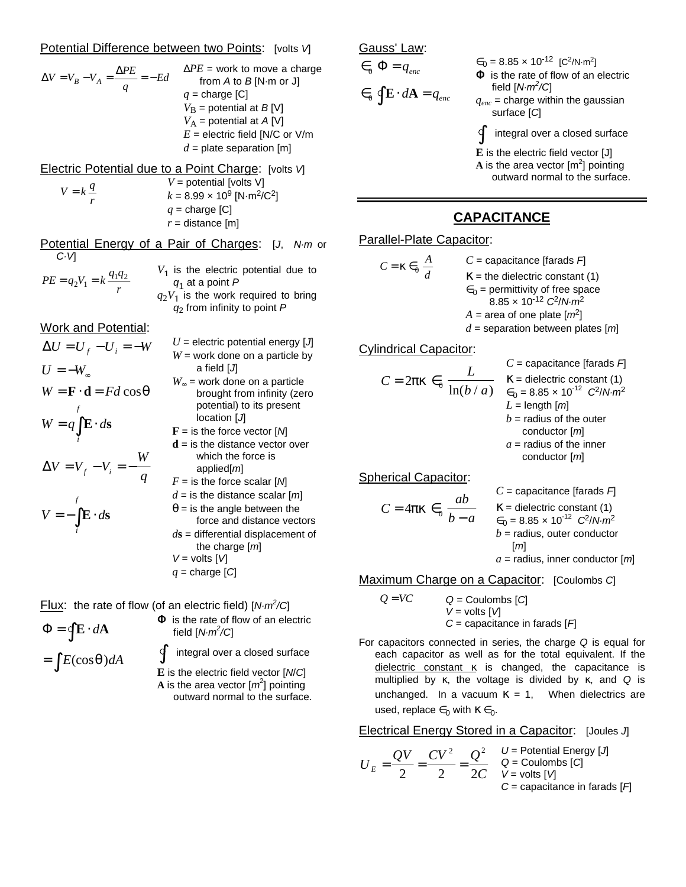Potential Difference between two Points: [volts *V*]

$$\Delta V = V_B - V_A = \frac{\Delta PE}{q} = -Ed$$

$\Delta PE$ = work to move a charge from *A* to *B* [N·m or J]
$q$ = charge [C]
$V_B$ = potential at *B* [V]
$V_A$ = potential at *A* [V]
$E$ = electric field [N/C or V/m
$d$ = plate separation [m]

Electric Potential due to a Point Charge: [volts *V*]

$$V = k\frac{q}{r}$$

$V$ = potential [volts V]
$k$ = 8.99 × 10$^{9}$ [N·m$^2$/C$^2$]
$q$ = charge [C]
$r$ = distance [m]

Potential Energy of a Pair of Charges: [*J*, *N·m* or *C·V*]

$$PE = q_2V_1 = k\frac{q_1q_2}{r}$$

$V_1$ is the electric potential due to $q_1$ at a point *P*
$q_2V_1$ is the work required to bring $q_2$ from infinity to point *P*

Work and Potential:

$$\Delta U = U_f - U_i = -W$$

$$U = -W_\infty$$

$$W = \mathbf{F}\cdot\mathbf{d} = Fd\cos\theta$$

$$W = q\int_i^f \mathbf{E}\cdot d\mathbf{s}$$

$$\Delta V = V_f - V_i = -\frac{W}{q}$$

$$V = -\int_i^f \mathbf{E}\cdot d\mathbf{s}$$

$U$ = electric potential energy [*J*]
$W$ = work done on a particle by a field [*J*]
$W_\infty$ = work done on a particle brought from infinity (zero potential) to its present location [*J*]
$\mathbf{F}$ = is the force vector [*N*]
$\mathbf{d}$ = is the distance vector over which the force is applied[*m*]
$F$ = is the force scalar [*N*]
$d$ = is the distance scalar [*m*]
$\theta$ = is the angle between the force and distance vectors
$d\mathbf{s}$ = differential displacement of the charge [*m*]
$V$ = volts [*V*]
$q$ = charge [*C*]

Flux: the rate of flow (of an electric field) [*N·m$^2$/C*]

$$\Phi = \oint \mathbf{E}\cdot d\mathbf{A}$$

$$= \int E(\cos\theta)dA$$

$\Phi$ is the rate of flow of an electric field [*N·m$^2$/C*]
$\oint$ integral over a closed surface
$\mathbf{E}$ is the electric field vector [*N/C*]
$\mathbf{A}$ is the area vector [*m$^2$*] pointing outward normal to the surface.

Gauss' Law:

$$\epsilon_0 \Phi = q_{enc}$$

$$\epsilon_0 \oint \mathbf{E}\cdot d\mathbf{A} = q_{enc}$$

$\epsilon_0$ = 8.85 × 10$^{-12}$ [C$^2$/N·m$^2$]
$\Phi$ is the rate of flow of an electric field [*N·m$^2$/C*]
$q_{enc}$ = charge within the gaussian surface [*C*]
$\oint$ integral over a closed surface
$\mathbf{E}$ is the electric field vector [J]
$\mathbf{A}$ is the area vector [m$^2$] pointing outward normal to the surface.

## CAPACITANCE

Parallel-Plate Capacitor:

$$C = \kappa\epsilon_0\frac{A}{d}$$

$C$ = capacitance [farads *F*]
$\kappa$ = the dielectric constant (1)
$\epsilon_0$ = permittivity of free space 8.85 × 10$^{-12}$ *C$^2$/N·m$^2$*
$A$ = area of one plate [*m$^2$*]
$d$ = separation between plates [*m*]

Cylindrical Capacitor:

$$C = 2\pi\kappa\epsilon_0\frac{L}{\ln(b/a)}$$

$C$ = capacitance [farads *F*]
$\kappa$ = dielectric constant (1)
$\epsilon_0$ = 8.85 × 10$^{-12}$ *C$^2$/N·m$^2$*
$L$ = length [*m*]
$b$ = radius of the outer conductor [*m*]
$a$ = radius of the inner conductor [*m*]

Spherical Capacitor:

$$C = 4\pi\kappa\epsilon_0\frac{ab}{b-a}$$

$C$ = capacitance [farads *F*]
$\kappa$ = dielectric constant (1)
$\epsilon_0$ = 8.85 × 10$^{-12}$ *C$^2$/N·m$^2$*
$b$ = radius, outer conductor [*m*]
$a$ = radius, inner conductor [*m*]

Maximum Charge on a Capacitor: [Coulombs *C*]

$$Q = VC$$

$Q$ = Coulombs [*C*]
$V$ = volts [*V*]
$C$ = capacitance in farads [*F*]

For capacitors connected in series, the charge *Q* is equal for each capacitor as well as for the total equivalent. If the dielectric constant $\kappa$ is changed, the capacitance is multiplied by $\kappa$, the voltage is divided by $\kappa$, and *Q* is unchanged. In a vacuum $\kappa$ = 1, When dielectrics are used, replace $\epsilon_0$ with $\kappa\epsilon_0$.

Electrical Energy Stored in a Capacitor: [Joules *J*]

$$U_E = \frac{QV}{2} = \frac{CV^2}{2} = \frac{Q^2}{2C}$$

$U$ = Potential Energy [*J*]
$Q$ = Coulombs [*C*]
$V$ = volts [*V*]
$C$ = capacitance in farads [*F*]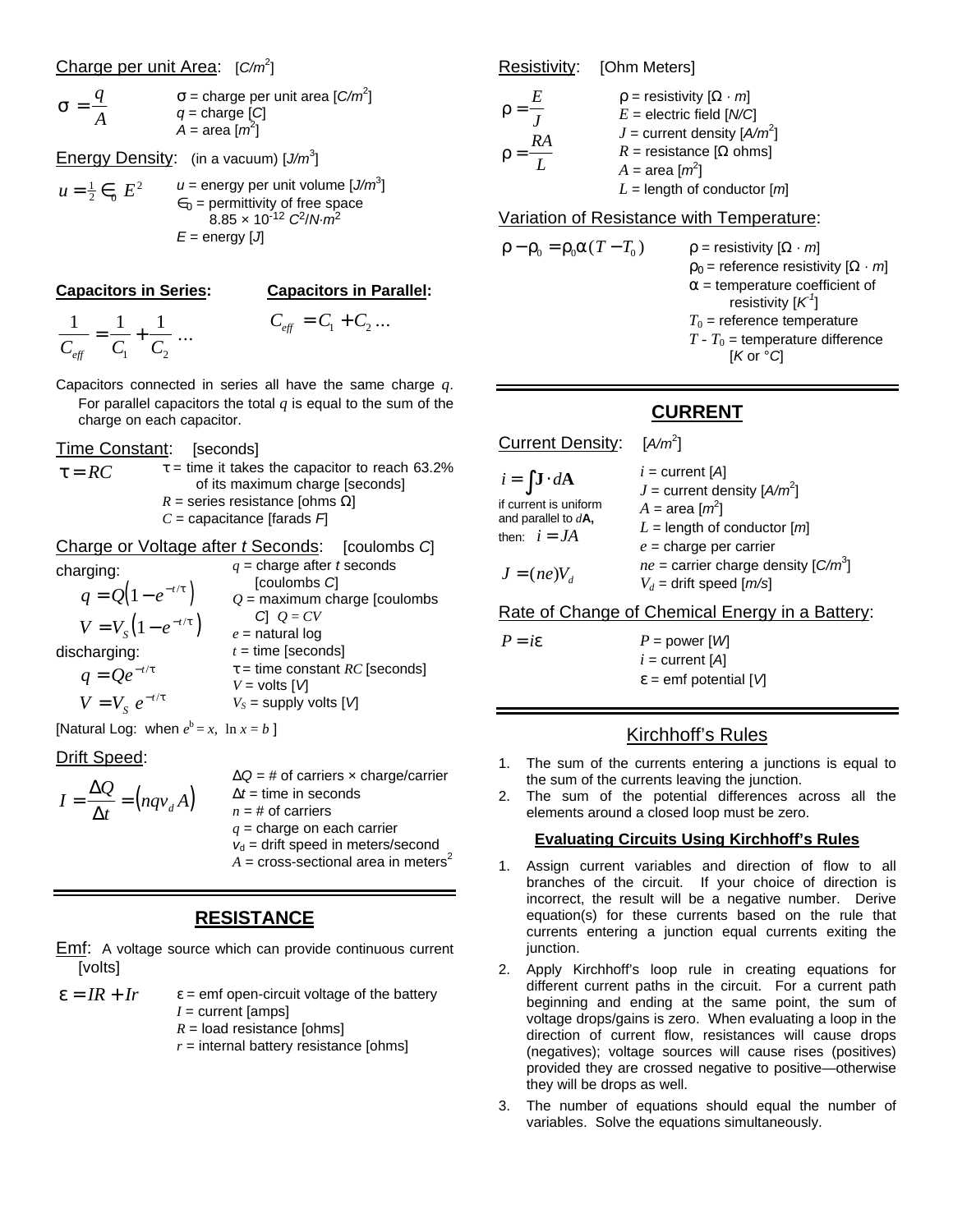Charge per unit Area: [$C/m^2$]

$$\sigma = \frac{q}{A}$$

$\sigma$ = charge per unit area [$C/m^2$]
$q$ = charge [$C$]
$A$ = area [$m^2$]

Energy Density: (in a vacuum) [$J/m^3$]

$$u = \tfrac{1}{2} \in_0 E^2$$

$u$ = energy per unit volume [$J/m^3$]
$\in_0$ = permittivity of free space $8.85 \times 10^{-12}\ C^2/N{\cdot}m^2$
$E$ = energy [$J$]

**Capacitors in Series:**

$$\frac{1}{C_{eff}} = \frac{1}{C_1} + \frac{1}{C_2} \ldots$$

**Capacitors in Parallel:**

$$C_{eff} = C_1 + C_2 \ldots$$

Capacitors connected in series all have the same charge $q$. For parallel capacitors the total $q$ is equal to the sum of the charge on each capacitor.

Time Constant: [seconds]

$$\tau = RC$$

$\tau$ = time it takes the capacitor to reach 63.2% of its maximum charge [seconds]
$R$ = series resistance [ohms $\Omega$]
$C$ = capacitance [farads $F$]

Charge or Voltage after $t$ Seconds: [coulombs $C$]

charging:

$$q = Q\left(1 - e^{-t/\tau}\right)$$

$$V = V_S\left(1 - e^{-t/\tau}\right)$$

discharging:

$$q = Qe^{-t/\tau}$$

$$V = V_S\, e^{-t/\tau}$$

$q$ = charge after $t$ seconds [coulombs $C$]
$Q$ = maximum charge [coulombs $C$] $Q = CV$
$e$ = natural log
$t$ = time [seconds]
$\tau$ = time constant $RC$ [seconds]
$V$ = volts [$V$]
$V_S$ = supply volts [$V$]

[Natural Log: when $e^b = x$, $\ln x = b$ ]

Drift Speed:

$$I = \frac{\Delta Q}{\Delta t} = \left(nqv_d A\right)$$

$\Delta Q$ = # of carriers × charge/carrier
$\Delta t$ = time in seconds
$n$ = # of carriers
$q$ = charge on each carrier
$v_d$ = drift speed in meters/second
$A$ = cross-sectional area in meters$^2$

## RESISTANCE

Emf: A voltage source which can provide continuous current [volts]

$$\varepsilon = IR + Ir$$

$\varepsilon$ = emf open-circuit voltage of the battery
$I$ = current [amps]
$R$ = load resistance [ohms]
$r$ = internal battery resistance [ohms]

Resistivity: [Ohm Meters]

$$\rho = \frac{E}{J}$$

$$\rho = \frac{RA}{L}$$

$\rho$ = resistivity [$\Omega \cdot m$]
$E$ = electric field [$N/C$]
$J$ = current density [$A/m^2$]
$R$ = resistance [$\Omega$ ohms]
$A$ = area [$m^2$]
$L$ = length of conductor [$m$]

Variation of Resistance with Temperature:

$$\rho - \rho_0 = \rho_0 \alpha (T - T_0)$$

$\rho$ = resistivity [$\Omega \cdot m$]
$\rho_0$ = reference resistivity [$\Omega \cdot m$]
$\alpha$ = temperature coefficient of resistivity [$K^{-1}$]
$T_0$ = reference temperature
$T - T_0$ = temperature difference [$K$ or °$C$]

## CURRENT

Current Density: [$A/m^2$]

$$i = \int \mathbf{J} \cdot d\mathbf{A}$$

if current is uniform and parallel to $d\mathbf{A}$, then: $i = JA$

$$J = (ne)V_d$$

$i$ = current [$A$]
$J$ = current density [$A/m^2$]
$A$ = area [$m^2$]
$L$ = length of conductor [$m$]
$e$ = charge per carrier
$ne$ = carrier charge density [$C/m^3$]
$V_d$ = drift speed [$m/s$]

Rate of Change of Chemical Energy in a Battery:

$$P = i\varepsilon$$

$P$ = power [$W$]
$i$ = current [$A$]
$\varepsilon$ = emf potential [$V$]

## Kirchhoff's Rules

1. The sum of the currents entering a junctions is equal to the sum of the currents leaving the junction.
2. The sum of the potential differences across all the elements around a closed loop must be zero.

**Evaluating Circuits Using Kirchhoff's Rules**

1. Assign current variables and direction of flow to all branches of the circuit. If your choice of direction is incorrect, the result will be a negative number. Derive equation(s) for these currents based on the rule that currents entering a junction equal currents exiting the junction.
2. Apply Kirchhoff's loop rule in creating equations for different current paths in the circuit. For a current path beginning and ending at the same point, the sum of voltage drops/gains is zero. When evaluating a loop in the direction of current flow, resistances will cause drops (negatives); voltage sources will cause rises (positives) provided they are crossed negative to positive—otherwise they will be drops as well.
3. The number of equations should equal the number of variables. Solve the equations simultaneously.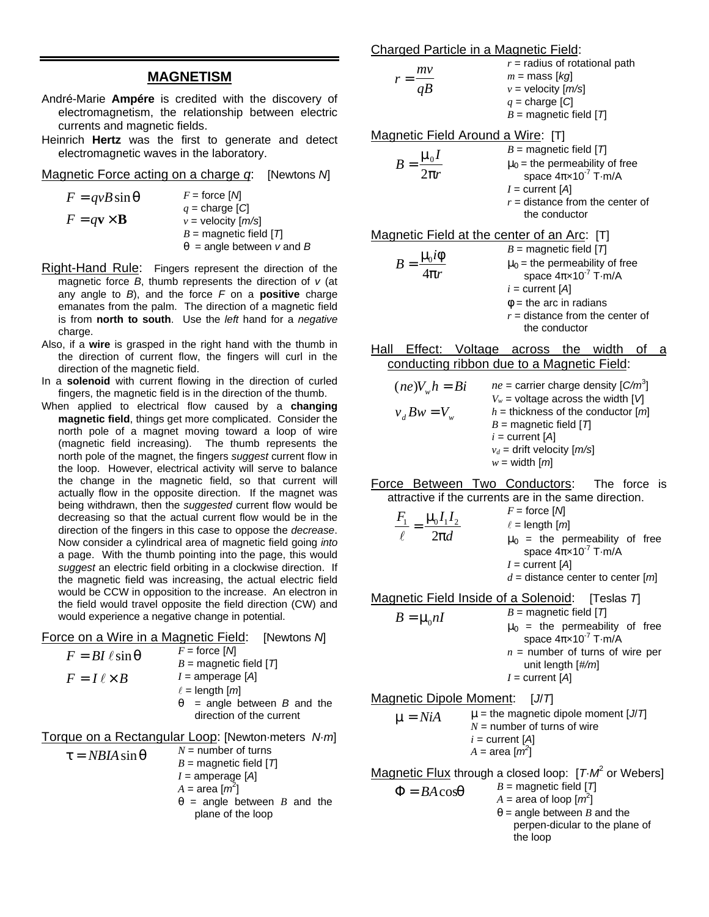## MAGNETISM

André-Marie **Ampére** is credited with the discovery of electromagnetism, the relationship between electric currents and magnetic fields.

Heinrich **Hertz** was the first to generate and detect electromagnetic waves in the laboratory.

Magnetic Force acting on a charge *q*: [Newtons *N*]

$$F = qvB\sin\theta$$
$$F = q\mathbf{v}\times\mathbf{B}$$

$F$ = force [*N*]
$q$ = charge [*C*]
$v$ = velocity [*m/s*]
$B$ = magnetic field [*T*]
$\theta$ = angle between *v* and *B*

Right-Hand Rule: Fingers represent the direction of the magnetic force *B*, thumb represents the direction of *v* (at any angle to *B*), and the force *F* on a **positive** charge emanates from the palm. The direction of a magnetic field is from **north to south**. Use the *left* hand for a *negative* charge.

Also, if a **wire** is grasped in the right hand with the thumb in the direction of current flow, the fingers will curl in the direction of the magnetic field.

In a **solenoid** with current flowing in the direction of curled fingers, the magnetic field is in the direction of the thumb.

When applied to electrical flow caused by a **changing magnetic field**, things get more complicated. Consider the north pole of a magnet moving toward a loop of wire (magnetic field increasing). The thumb represents the north pole of the magnet, the fingers *suggest* current flow in the loop. However, electrical activity will serve to balance the change in the magnetic field, so that current will actually flow in the opposite direction. If the magnet was being withdrawn, then the *suggested* current flow would be decreasing so that the actual current flow would be in the direction of the fingers in this case to oppose the *decrease*. Now consider a cylindrical area of magnetic field going *into* a page. With the thumb pointing into the page, this would *suggest* an electric field orbiting in a clockwise direction. If the magnetic field was increasing, the actual electric field would be CCW in opposition to the increase. An electron in the field would travel opposite the field direction (CW) and would experience a negative change in potential.

Force on a Wire in a Magnetic Field: [Newtons *N*]

$$F = BI\ell\sin\theta$$
$$F = I\ell\times B$$

$F$ = force [*N*]
$B$ = magnetic field [*T*]
$I$ = amperage [*A*]
$\ell$ = length [*m*]
$\theta$ = angle between *B* and the direction of the current

Torque on a Rectangular Loop: [Newton·meters *N·m*]

$$\tau = NBIA\sin\theta$$

$N$ = number of turns
$B$ = magnetic field [*T*]
$I$ = amperage [*A*]
$A$ = area [$m^2$]
$\theta$ = angle between $B$ and the plane of the loop

Charged Particle in a Magnetic Field:

$$r = \frac{mv}{qB}$$

$r$ = radius of rotational path
$m$ = mass [*kg*]
$v$ = velocity [*m/s*]
$q$ = charge [*C*]
$B$ = magnetic field [*T*]

Magnetic Field Around a Wire: [T]

$$B = \frac{\mu_0 I}{2\pi r}$$

$B$ = magnetic field [*T*]
$\mu_0$ = the permeability of free space $4\pi\times10^{-7}$ T·m/A
$I$ = current [*A*]
$r$ = distance from the center of the conductor

Magnetic Field at the center of an Arc: [T]

$$B = \frac{\mu_0 i\phi}{4\pi r}$$

$B$ = magnetic field [*T*]
$\mu_0$ = the permeability of free space $4\pi\times10^{-7}$ T·m/A
$i$ = current [*A*]
$\phi$ = the arc in radians
$r$ = distance from the center of the conductor

Hall Effect: Voltage across the width of a conducting ribbon due to a Magnetic Field:

$$(ne)V_w h = Bi$$
$$v_d Bw = V_w$$

$ne$ = carrier charge density [$C/m^3$]
$V_w$ = voltage across the width [*V*]
$h$ = thickness of the conductor [*m*]
$B$ = magnetic field [*T*]
$i$ = current [*A*]
$v_d$ = drift velocity [*m/s*]
$w$ = width [*m*]

Force Between Two Conductors: The force is attractive if the currents are in the same direction.

$$\frac{F_1}{\ell} = \frac{\mu_0 I_1 I_2}{2\pi d}$$

$F$ = force [*N*]
$\ell$ = length [*m*]
$\mu_0$ = the permeability of free space $4\pi\times10^{-7}$ T·m/A
$I$ = current [*A*]
$d$ = distance center to center [*m*]

Magnetic Field Inside of a Solenoid: [Teslas *T*]

$$B = \mu_0 nI$$

$B$ = magnetic field [*T*]
$\mu_0$ = the permeability of free space $4\pi\times10^{-7}$ T·m/A
$n$ = number of turns of wire per unit length [*#/m*]
$I$ = current [*A*]

Magnetic Dipole Moment: [*J/T*]

$$\mu = NiA$$

$\mu$ = the magnetic dipole moment [*J/T*]
$N$ = number of turns of wire
$i$ = current [*A*]
$A$ = area [$m^2$]

Magnetic Flux through a closed loop: [$T{\cdot}M^2$ or Webers]

$$\Phi = BA\cos\theta$$

$B$ = magnetic field [*T*]
$A$ = area of loop [$m^2$]
$\theta$ = angle between $B$ and the perpen-dicular to the plane of the loop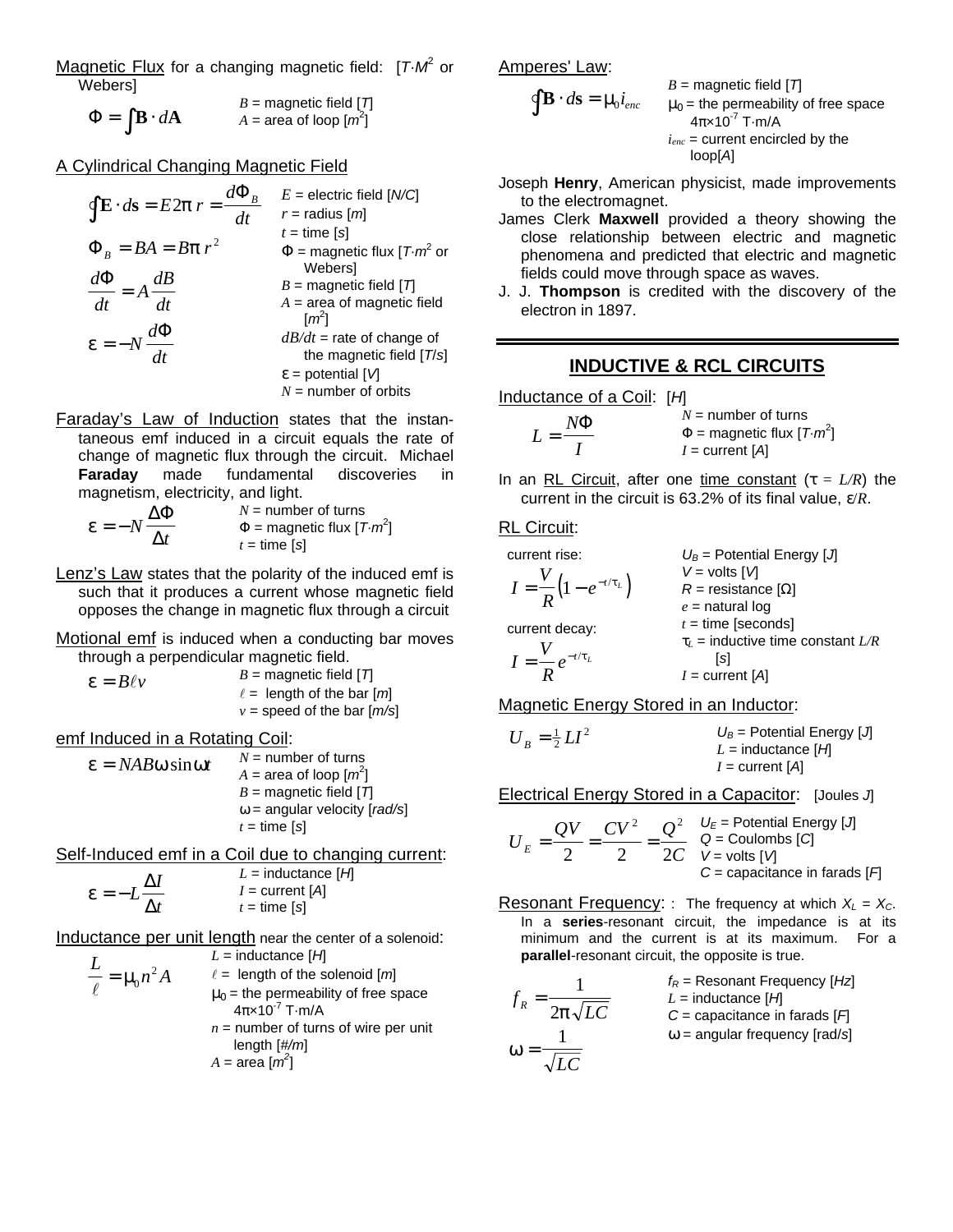Magnetic Flux for a changing magnetic field: [$T{\cdot}M^2$ or Webers]

$$\Phi = \int \mathbf{B} \cdot d\mathbf{A}$$

$B$ = magnetic field [$T$]
$A$ = area of loop [$m^2$]

A Cylindrical Changing Magnetic Field

$$\oint \mathbf{E} \cdot d\mathbf{s} = E 2\pi r = \frac{d\Phi_B}{dt}$$

$$\Phi_B = BA = B\pi r^2$$

$$\frac{d\Phi}{dt} = A\frac{dB}{dt}$$

$$\varepsilon = -N\frac{d\Phi}{dt}$$

$E$ = electric field [$N/C$]
$r$ = radius [$m$]
$t$ = time [$s$]
$\Phi$ = magnetic flux [$T{\cdot}m^2$ or Webers]
$B$ = magnetic field [$T$]
$A$ = area of magnetic field [$m^2$]
$dB/dt$ = rate of change of the magnetic field [$T/s$]
$\varepsilon$ = potential [$V$]
$N$ = number of orbits

Faraday's Law of Induction states that the instantaneous emf induced in a circuit equals the rate of change of magnetic flux through the circuit. Michael **Faraday** made fundamental discoveries in magnetism, electricity, and light.

$$\varepsilon = -N\frac{\Delta\Phi}{\Delta t}$$

$N$ = number of turns
$\Phi$ = magnetic flux [$T{\cdot}m^2$]
$t$ = time [$s$]

Lenz's Law states that the polarity of the induced emf is such that it produces a current whose magnetic field opposes the change in magnetic flux through a circuit

Motional emf is induced when a conducting bar moves through a perpendicular magnetic field.

$$\varepsilon = B\ell v$$

$B$ = magnetic field [$T$]
$\ell$ = length of the bar [$m$]
$v$ = speed of the bar [$m/s$]

emf Induced in a Rotating Coil:

$$\varepsilon = NAB\omega \sin \omega t$$

$N$ = number of turns
$A$ = area of loop [$m^2$]
$B$ = magnetic field [$T$]
$\omega$ = angular velocity [$rad/s$]
$t$ = time [$s$]

Self-Induced emf in a Coil due to changing current:

$$\varepsilon = -L\frac{\Delta I}{\Delta t}$$

$L$ = inductance [$H$]
$I$ = current [$A$]
$t$ = time [$s$]

Inductance per unit length near the center of a solenoid:

$$\frac{L}{\ell} = \mu_0 n^2 A$$

$L$ = inductance [$H$]
$\ell$ = length of the solenoid [$m$]
$\mu_0$ = the permeability of free space $4\pi{\times}10^{-7}$ T·m/A
$n$ = number of turns of wire per unit length [$\#/m$]
$A$ = area [$m^2$]

Amperes' Law:

$$\oint \mathbf{B} \cdot d\mathbf{s} = \mu_0 i_{enc}$$

$B$ = magnetic field [$T$]
$\mu_0$ = the permeability of free space $4\pi{\times}10^{-7}$ T·m/A
$i_{enc}$ = current encircled by the loop[$A$]

Joseph **Henry**, American physicist, made improvements to the electromagnet.

James Clerk **Maxwell** provided a theory showing the close relationship between electric and magnetic phenomena and predicted that electric and magnetic fields could move through space as waves.

J. J. **Thompson** is credited with the discovery of the electron in 1897.

## INDUCTIVE & RCL CIRCUITS

Inductance of a Coil: [$H$]

$$L = \frac{N\Phi}{I}$$

$N$ = number of turns
$\Phi$ = magnetic flux [$T{\cdot}m^2$]
$I$ = current [$A$]

In an RL Circuit, after one time constant ($\tau = L/R$) the current in the circuit is 63.2% of its final value, $\varepsilon/R$.

RL Circuit:

current rise:

$$I = \frac{V}{R}\left(1 - e^{-t/\tau_L}\right)$$

current decay:

$$I = \frac{V}{R}e^{-t/\tau_L}$$

$U_B$ = Potential Energy [$J$]
$V$ = volts [$V$]
$R$ = resistance [$\Omega$]
$e$ = natural log
$t$ = time [seconds]
$\tau_L$ = inductive time constant $L/R$ [$s$]
$I$ = current [$A$]

Magnetic Energy Stored in an Inductor:

$$U_B = \tfrac{1}{2}LI^2$$

$U_B$ = Potential Energy [$J$]
$L$ = inductance [$H$]
$I$ = current [$A$]

Electrical Energy Stored in a Capacitor: [Joules $J$]

$$U_E = \frac{QV}{2} = \frac{CV^2}{2} = \frac{Q^2}{2C}$$

$U_E$ = Potential Energy [$J$]
$Q$ = Coulombs [$C$]
$V$ = volts [$V$]
$C$ = capacitance in farads [$F$]

Resonant Frequency: : The frequency at which $X_L = X_C$. In a **series**-resonant circuit, the impedance is at its minimum and the current is at its maximum. For a **parallel**-resonant circuit, the opposite is true.

$$f_R = \frac{1}{2\pi\sqrt{LC}}$$

$$\omega = \frac{1}{\sqrt{LC}}$$

$f_R$ = Resonant Frequency [$Hz$]
$L$ = inductance [$H$]
$C$ = capacitance in farads [$F$]
$\omega$ = angular frequency [rad/s]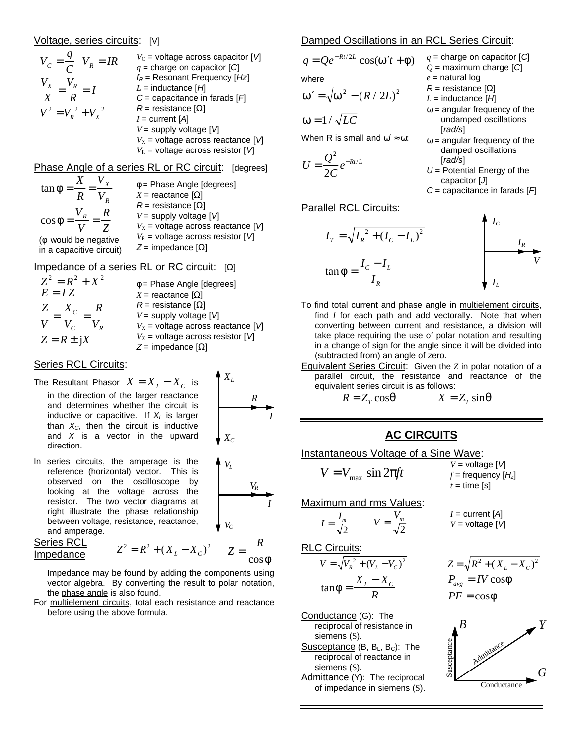## Voltage, series circuits: [V]

$$V_C = \frac{q}{C} \quad V_R = IR$$

$$\frac{V_X}{X} = \frac{V_R}{R} = I$$

$$V^2 = V_R^{\ 2} + V_X^{\ 2}$$

$V_C$ = voltage across capacitor [*V*]
$q$ = charge on capacitor [*C*]
$f_R$ = Resonant Frequency [*Hz*]
$L$ = inductance [*H*]
$C$ = capacitance in farads [*F*]
$R$ = resistance [Ω]
$I$ = current [*A*]
$V$ = supply voltage [*V*]
$V_X$ = voltage across reactance [*V*]
$V_R$ = voltage across resistor [*V*]

## Phase Angle of a series RL or RC circuit: [degrees]

$$\tan\phi = \frac{X}{R} = \frac{V_X}{V_R}$$

$$\cos\phi = \frac{V_R}{V} = \frac{R}{Z}$$

(φ would be negative in a capacitive circuit)

φ = Phase Angle [degrees]
$X$ = reactance [Ω]
$R$ = resistance [Ω]
$V$ = supply voltage [*V*]
$V_X$ = voltage across reactance [*V*]
$V_R$ = voltage across resistor [*V*]
$Z$ = impedance [Ω]

## Impedance of a series RL or RC circuit: [Ω]

$$Z^2 = R^2 + X^2$$

$$E = I\,Z$$

$$\frac{Z}{V} = \frac{X_C}{V_C} = \frac{R}{V_R}$$

$$Z = R \pm jX$$

φ = Phase Angle [degrees]
$X$ = reactance [Ω]
$R$ = resistance [Ω]
$V$ = supply voltage [*V*]
$V_X$ = voltage across reactance [*V*]
$V_X$ = voltage across resistor [*V*]
$Z$ = impedance [Ω]

## Series RCL Circuits:

The Resultant Phasor $X = X_L - X_C$ is in the direction of the larger reactance and determines whether the circuit is inductive or capacitive. If $X_L$ is larger than $X_C$, then the circuit is inductive and $X$ is a vector in the upward direction.

In series circuits, the amperage is the reference (horizontal) vector. This is observed on the oscilloscope by looking at the voltage across the resistor. The two vector diagrams at right illustrate the phase relationship between voltage, resistance, reactance, and amperage.

**Series RCL Impedance**

$$Z^2 = R^2 + (X_L - X_C)^2 \qquad Z = \frac{R}{\cos\phi}$$

Impedance may be found by adding the components using vector algebra. By converting the result to polar notation, the phase angle is also found.

For multielement circuits, total each resistance and reactance before using the above formula.

## Damped Oscillations in an RCL Series Circuit:

$$q = Qe^{-Rt/2L}\cos(\omega' t + \phi)$$

where

$$\omega' = \sqrt{\omega^2 - (R/2L)^2}$$

$$\omega = 1/\sqrt{LC}$$

When R is small and $\omega' \approx \omega$:

$$U = \frac{Q^2}{2C}e^{-Rt/L}$$

$q$ = charge on capacitor [*C*]
$Q$ = maximum charge [*C*]
$e$ = natural log
$R$ = resistance [Ω]
$L$ = inductance [*H*]
ω = angular frequency of the undamped oscillations [*rad/s*]
ω′ = angular frequency of the damped oscillations [*rad/s*]
$U$ = Potential Energy of the capacitor [*J*]
$C$ = capacitance in farads [*F*]

## Parallel RCL Circuits:

$$I_T = \sqrt{I_R^{\ 2} + (I_C - I_L)^2}$$

$$\tan\phi = \frac{I_C - I_L}{I_R}$$

To find total current and phase angle in multielement circuits, find $I$ for each path and add vectorally. Note that when converting between current and resistance, a division will take place requiring the use of polar notation and resulting in a change of sign for the angle since it will be divided into (subtracted from) an angle of zero.

Equivalent Series Circuit: Given the $Z$ in polar notation of a parallel circuit, the resistance and reactance of the equivalent series circuit is as follows:

$$R = Z_T\cos\theta \qquad X = Z_T\sin\theta$$

## AC CIRCUITS

### Instantaneous Voltage of a Sine Wave:

$$V = V_{\max}\sin 2\pi f t$$

$V$ = voltage [*V*]
$f$ = frequency [*Hz*]
$t$ = time [s]

### Maximum and rms Values:

$$I = \frac{I_m}{\sqrt{2}} \qquad V = \frac{V_m}{\sqrt{2}}$$

$I$ = current [*A*]
$V$ = voltage [*V*]

### RLC Circuits:

$$V = \sqrt{V_R^{\ 2} + (V_L - V_C)^2} \qquad Z = \sqrt{R^2 + (X_L - X_C)^2}$$

$$\tan\phi = \frac{X_L - X_C}{R} \qquad P_{avg} = IV\cos\phi$$

$$PF = \cos\phi$$

Conductance (G): The reciprocal of resistance in siemens (S).

Susceptance (B, $B_L$, $B_C$): The reciprocal of reactance in siemens (S).

Admittance (Y): The reciprocal of impedance in siemens (S).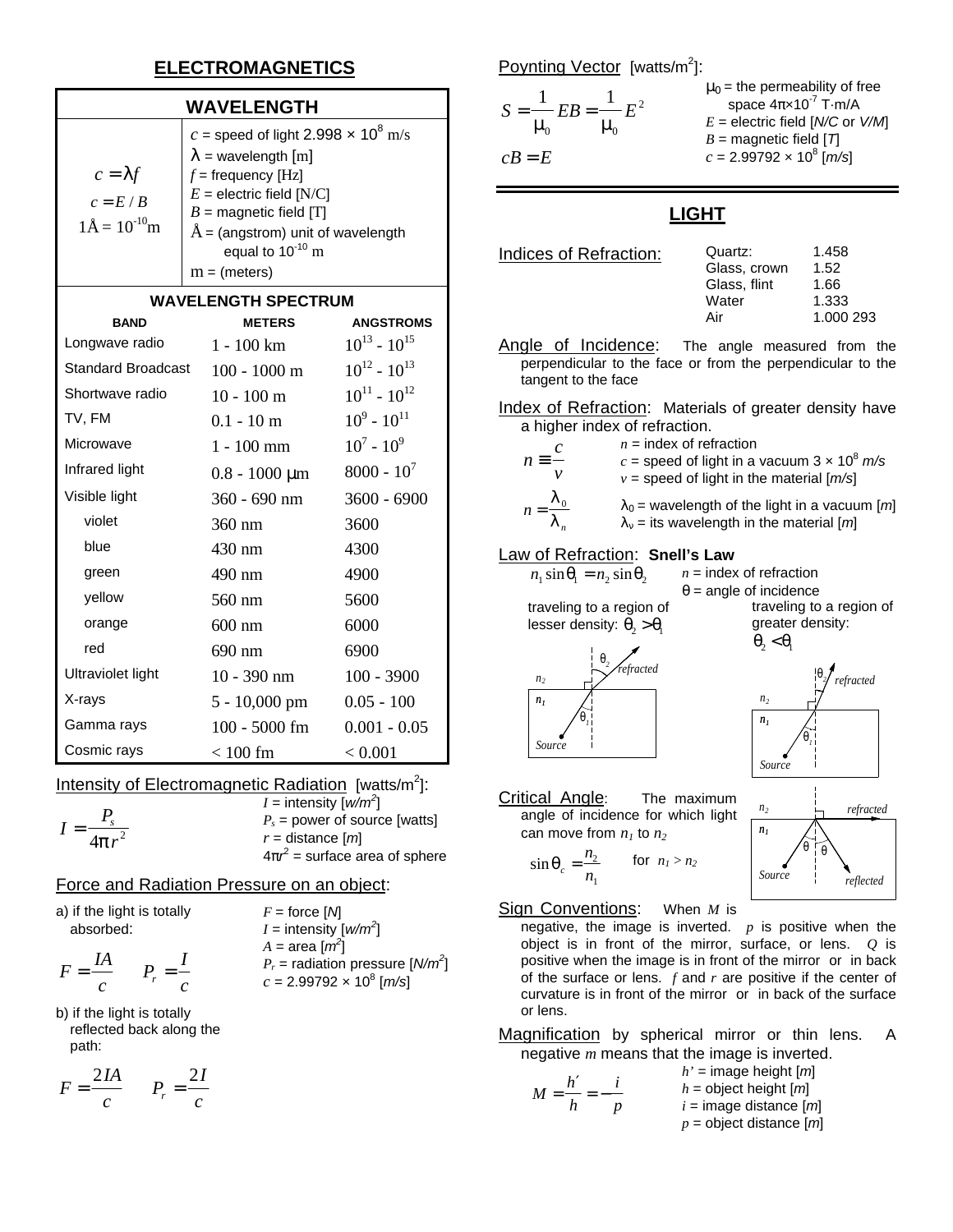# ELECTROMAGNETICS

## WAVELENGTH

| | |
|---|---|
| $c = \lambda f$<br>$c = E / B$<br>$1\text{Å} = 10^{-10}\text{m}$ | $c$ = speed of light $2.998 \times 10^{8}$ m/s<br>$\lambda$ = wavelength [m]<br>$f$ = frequency [Hz]<br>$E$ = electric field [N/C]<br>$B$ = magnetic field [T]<br>Å = (angstrom) unit of wavelength equal to $10^{-10}$ m<br>m = (meters) |

### WAVELENGTH SPECTRUM

| BAND | METERS | ANGSTROMS |
|---|---|---|
| Longwave radio | 1 - 100 km | $10^{13}$ - $10^{15}$ |
| Standard Broadcast | 100 - 1000 m | $10^{12}$ - $10^{13}$ |
| Shortwave radio | 10 - 100 m | $10^{11}$ - $10^{12}$ |
| TV, FM | 0.1 - 10 m | $10^{9}$ - $10^{11}$ |
| Microwave | 1 - 100 mm | $10^{7}$ - $10^{9}$ |
| Infrared light | 0.8 - 1000 μm | 8000 - $10^{7}$ |
| Visible light | 360 - 690 nm | 3600 - 6900 |
| violet | 360 nm | 3600 |
| blue | 430 nm | 4300 |
| green | 490 nm | 4900 |
| yellow | 560 nm | 5600 |
| orange | 600 nm | 6000 |
| red | 690 nm | 6900 |
| Ultraviolet light | 10 - 390 nm | 100 - 3900 |
| X-rays | 5 - 10,000 pm | 0.05 - 100 |
| Gamma rays | 100 - 5000 fm | 0.001 - 0.05 |
| Cosmic rays | < 100 fm | < 0.001 |

**Intensity of Electromagnetic Radiation** [watts/m²]:

$$I = \frac{P_s}{4\pi r^2}$$

$I$ = intensity [$w/m^2$]
$P_s$ = power of source [watts]
$r$ = distance [$m$]
$4\pi r^2$ = surface area of sphere

**Force and Radiation Pressure on an object**:

a) if the light is totally absorbed:

$$F = \frac{IA}{c} \qquad P_r = \frac{I}{c}$$

b) if the light is totally reflected back along the path:

$$F = \frac{2IA}{c} \qquad P_r = \frac{2I}{c}$$

$F$ = force [$N$]
$I$ = intensity [$w/m^2$]
$A$ = area [$m^2$]
$P_r$ = radiation pressure [$N/m^2$]
$c$ = $2.99792 \times 10^{8}$ [$m/s$]

**Poynting Vector** [watts/m²]:

$$S = \frac{1}{\mu_0} EB = \frac{1}{\mu_0} E^2$$

$$cB = E$$

$\mu_0$ = the permeability of free space $4\pi \times 10^{-7}$ T·m/A
$E$ = electric field [$N/C$ or $V/M$]
$B$ = magnetic field [$T$]
$c$ = $2.99792 \times 10^{8}$ [$m/s$]

# LIGHT

**Indices of Refraction:**

| | |
|---|---|
| Quartz: | 1.458 |
| Glass, crown | 1.52 |
| Glass, flint | 1.66 |
| Water | 1.333 |
| Air | 1.000 293 |

**Angle of Incidence**: The angle measured from the perpendicular to the face or from the perpendicular to the tangent to the face

**Index of Refraction**: Materials of greater density have a higher index of refraction.

$$n \equiv \frac{c}{v}$$

$n$ = index of refraction
$c$ = speed of light in a vacuum $3 \times 10^{8}$ $m/s$
$v$ = speed of light in the material [$m/s$]

$$n = \frac{\lambda_0}{\lambda_n}$$

$\lambda_0$ = wavelength of the light in a vacuum [$m$]
$\lambda_\nu$ = its wavelength in the material [$m$]

**Law of Refraction**: **Snell's Law**

$$n_1 \sin\theta_1 = n_2 \sin\theta_2$$

$n$ = index of refraction
$\theta$ = angle of incidence

traveling to a region of lesser density: $\theta_2 > \theta_1$

traveling to a region of greater density: $\theta_2 < \theta_1$

**Critical Angle**: The maximum angle of incidence for which light can move from $n_1$ to $n_2$

$$\sin\theta_c = \frac{n_2}{n_1} \quad \text{for } n_1 > n_2$$

**Sign Conventions**: When $M$ is negative, the image is inverted. $p$ is positive when the object is in front of the mirror, surface, or lens. $Q$ is positive when the image is in front of the mirror or in back of the surface or lens. $f$ and $r$ are positive if the center of curvature is in front of the mirror or in back of the surface or lens.

**Magnification** by spherical mirror or thin lens. A negative $m$ means that the image is inverted.

$$M = \frac{h'}{h} = -\frac{i}{p}$$

$h'$ = image height [$m$]
$h$ = object height [$m$]
$i$ = image distance [$m$]
$p$ = object distance [$m$]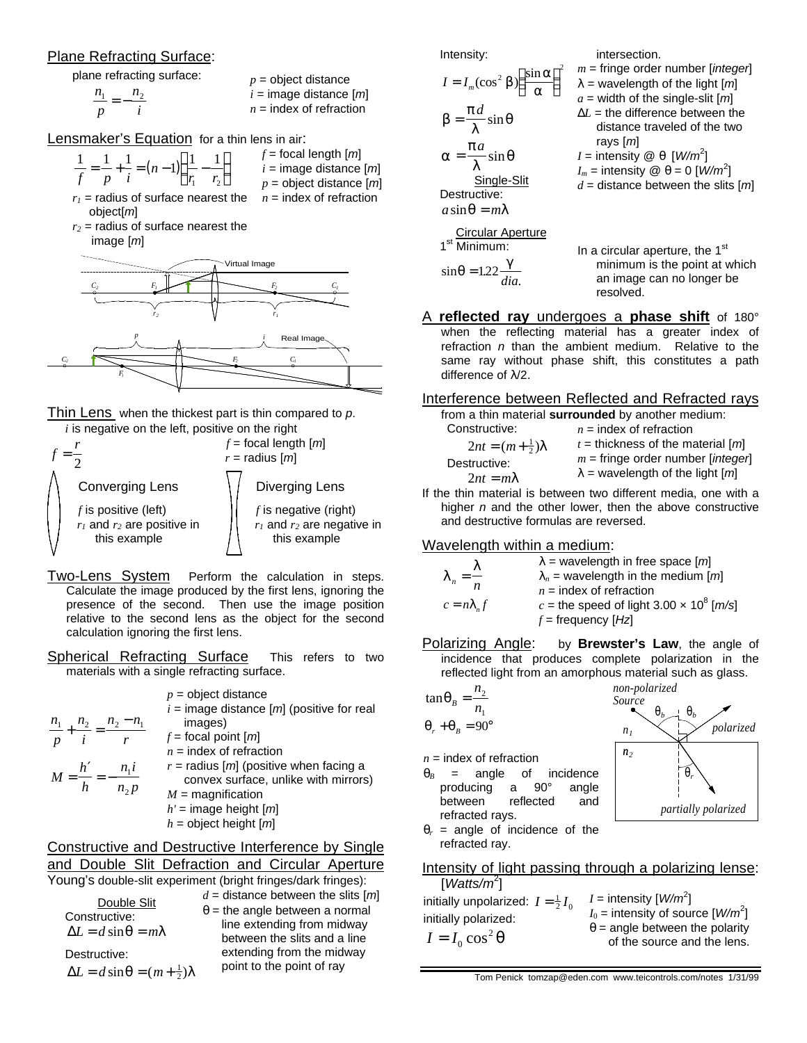## Plane Refracting Surface:

plane refracting surface:

$$\frac{n_1}{p} = -\frac{n_2}{i}$$

$p$ = object distance
$i$ = image distance [$m$]
$n$ = index of refraction

## Lensmaker's Equation for a thin lens in air:

$$\frac{1}{f} = \frac{1}{p} + \frac{1}{i} = (n-1)\left(\frac{1}{r_1} - \frac{1}{r_2}\right)$$

$f$ = focal length [$m$]
$i$ = image distance [$m$]
$p$ = object distance [$m$]
$n$ = index of refraction
$r_1$ = radius of surface nearest the object[$m$]
$r_2$ = radius of surface nearest the image [$m$]

Virtual Image

$C_2$ $F_1$ $F_2$ $C_1$ $r_2$ $r_1$

$p$ $i$ Real Image

$C_2$ $F_2$ $C_1$ $F_1$

## Thin Lens when the thickest part is thin compared to $p$.

$i$ is negative on the left, positive on the right

$$f = \frac{r}{2}$$

$f$ = focal length [$m$]
$r$ = radius [$m$]

**Converging Lens**
$f$ is positive (left)
$r_1$ and $r_2$ are positive in this example

**Diverging Lens**
$f$ is negative (right)
$r_1$ and $r_2$ are negative in this example

## Two-Lens System

Perform the calculation in steps. Calculate the image produced by the first lens, ignoring the presence of the second. Then use the image position relative to the second lens as the object for the second calculation ignoring the first lens.

## Spherical Refracting Surface

This refers to two materials with a single refracting surface.

$$\frac{n_1}{p} + \frac{n_2}{i} = \frac{n_2 - n_1}{r}$$

$$M = \frac{h'}{h} = -\frac{n_1 i}{n_2 p}$$

$p$ = object distance
$i$ = image distance [$m$] (positive for real images)
$f$ = focal point [$m$]
$n$ = index of refraction
$r$ = radius [$m$] (positive when facing a convex surface, unlike with mirrors)
$M$ = magnification
$h'$ = image height [$m$]
$h$ = object height [$m$]

## Constructive and Destructive Interference by Single and Double Slit Defraction and Circular Aperture

Young's double-slit experiment (bright fringes/dark fringes):

**Double Slit**

Constructive:
$$\Delta L = d\sin\theta = m\lambda$$

Destructive:
$$\Delta L = d\sin\theta = (m + \tfrac{1}{2})\lambda$$

$d$ = distance between the slits [$m$]
$\theta$ = the angle between a normal line extending from midway between the slits and a line extending from the midway point to the point of ray intersection.
$m$ = fringe order number [*integer*]
$\lambda$ = wavelength of the light [$m$]
$a$ = width of the single-slit [$m$]
$\Delta L$ = the difference between the distance traveled of the two rays [$m$]
$I$ = intensity @ $\theta$ [$W/m^2$]
$I_m$ = intensity @ $\theta = 0$ [$W/m^2$]
$d$ = distance between the slits [$m$]

Intensity:
$$I = I_m(\cos^2\beta)\left(\frac{\sin\alpha}{\alpha}\right)^2$$
$$\beta = \frac{\pi d}{\lambda}\sin\theta$$
$$\alpha = \frac{\pi a}{\lambda}\sin\theta$$

**Single-Slit**

Destructive:
$$a\sin\theta = m\lambda$$

**Circular Aperture**

1st Minimum:
$$\sin\theta = 1.22\frac{\lambda}{dia.}$$

In a circular aperture, the 1st minimum is the point at which an image can no longer be resolved.

A **reflected ray** undergoes a **phase shift** of 180° when the reflecting material has a greater index of refraction $n$ than the ambient medium. Relative to the same ray without phase shift, this constitutes a path difference of $\lambda/2$.

## Interference between Reflected and Refracted rays

from a thin material **surrounded** by another medium:

Constructive:
$$2nt = (m + \tfrac{1}{2})\lambda$$

Destructive:
$$2nt = m\lambda$$

$n$ = index of refraction
$t$ = thickness of the material [$m$]
$m$ = fringe order number [*integer*]
$\lambda$ = wavelength of the light [$m$]

If the thin material is between two different media, one with a higher $n$ and the other lower, then the above constructive and destructive formulas are reversed.

## Wavelength within a medium:

$$\lambda_n = \frac{\lambda}{n}$$
$$c = n\lambda_n f$$

$\lambda$ = wavelength in free space [$m$]
$\lambda_n$ = wavelength in the medium [$m$]
$n$ = index of refraction
$c$ = the speed of light $3.00 \times 10^8$ [$m/s$]
$f$ = frequency [$Hz$]

## Polarizing Angle:

by **Brewster's Law**, the angle of incidence that produces complete polarization in the reflected light from an amorphous material such as glass.

$$\tan\theta_B = \frac{n_2}{n_1}$$
$$\theta_r + \theta_B = 90°$$

$n$ = index of refraction
$\theta_B$ = angle of incidence producing a 90° angle between reflected and refracted rays.
$\theta_r$ = angle of incidence of the refracted ray.

*non-polarized Source* $\theta_b$ $\theta_b$ *polarized* $n_1$ $n_2$ $\theta_r$ *partially polarized*

## Intensity of light passing through a polarizing lense: [*Watts/m²*]

initially unpolarized: $I = \frac{1}{2}I_0$

initially polarized:
$$I = I_0\cos^2\theta$$

$I$ = intensity [$W/m^2$]
$I_0$ = intensity of source [$W/m^2$]
$\theta$ = angle between the polarity of the source and the lens.

Tom Penick tomzap@eden.com www.teicontrols.com/notes 1/31/99